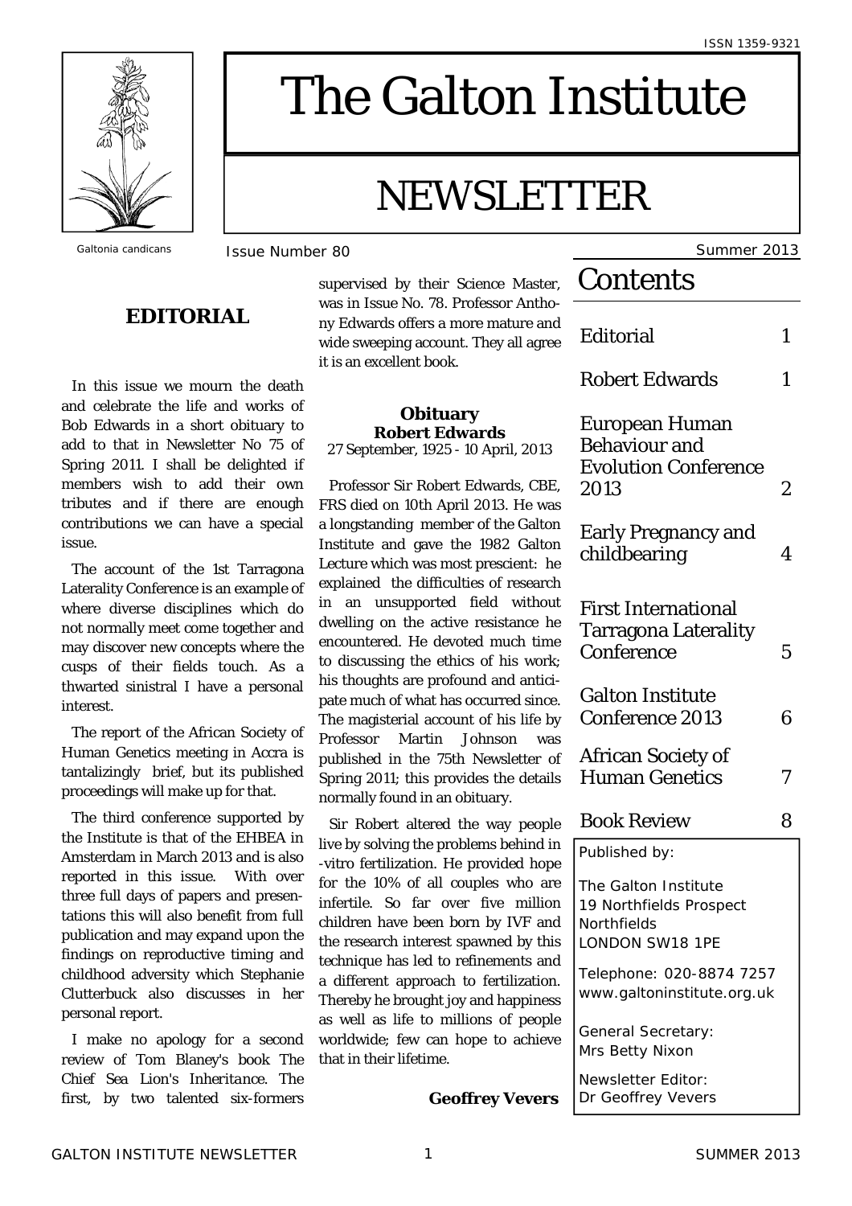ISSN 1359-9321

# The Galton Institute

# NEWSLETTER

*Galtonia candicans*

Issue Number 80 — Summer 2013

## EDITORIAL

In this issue we mourn the death and celebrate the life and works of Bob Edwards in a short obituary to add to that in Newsletter No 75 of Spring 2011. I shall be delighted if members wish to add their own tributes and if there are enough contributions we can have a special issue.

The account of the 1st Tarragona Laterality Conference is an example of where diverse disciplines which do not normally meet come together and may discover new concepts where the cusps of their fields touch. As a thwarted sinistral I have a personal interest.

The report of the African Society of Human Genetics meeting in Accra is tantalizingly brief, but its published proceedings will make up for that.

The third conference supported by the Institute is that of the EHBEA in Amsterdam in March 2013 and is also reported in this issue. With over three full days of papers and presentations this will also benefit from full publication and may expand upon the findings on reproductive timing and childhood adversity which Stephanie Clutterbuck also discusses in her personal report.

I make no apology for a second review of Tom Blaney's book *The Chief Sea Lion's Inheritance*. The first, by two talented six-formers supervised by their Science Master, was in Issue No. 78. Professor Anthony Edwards offers a more mature and wide sweeping account. They all agree it is an excellent book.

## Obituary
### Robert Edwards
27 September, 1925 - 10 April, 2013

Professor Sir Robert Edwards, CBE, FRS died on 10th April 2013. He was a longstanding member of the Galton Institute and gave the 1982 Galton Lecture which was most prescient: he explained the difficulties of research in an unsupported field without dwelling on the active resistance he encountered. He devoted much time to discussing the ethics of his work; his thoughts are profound and anticipate much of what has occurred since. The magisterial account of his life by Professor Martin Johnson was published in the 75th Newsletter of Spring 2011; this provides the details normally found in an obituary.

Sir Robert altered the way people live by solving the problems behind in-vitro fertilization. He provided hope for the 10% of all couples who are infertile. So far over five million children have been born by IVF and the research interest spawned by this technique has led to refinements and a different approach to fertilization. Thereby he brought joy and happiness as well as life to millions of people worldwide; few can hope to achieve that in their lifetime.

**Geoffrey Vevers**

## Contents

| | |
|---|---|
| Editorial | 1 |
| Robert Edwards | 1 |
| European Human Behaviour and Evolution Conference 2013 | 2 |
| Early Pregnancy and childbearing | 4 |
| First International Tarragona Laterality Conference | 5 |
| Galton Institute Conference 2013 | 6 |
| African Society of Human Genetics | 7 |
| Book Review | 8 |

Published by:

The Galton Institute
19 Northfields Prospect
Northfields
LONDON SW18 1PE

Telephone: 020-8874 7257
www.galtoninstitute.org.uk

General Secretary:
Mrs Betty Nixon

Newsletter Editor:
Dr Geoffrey Vevers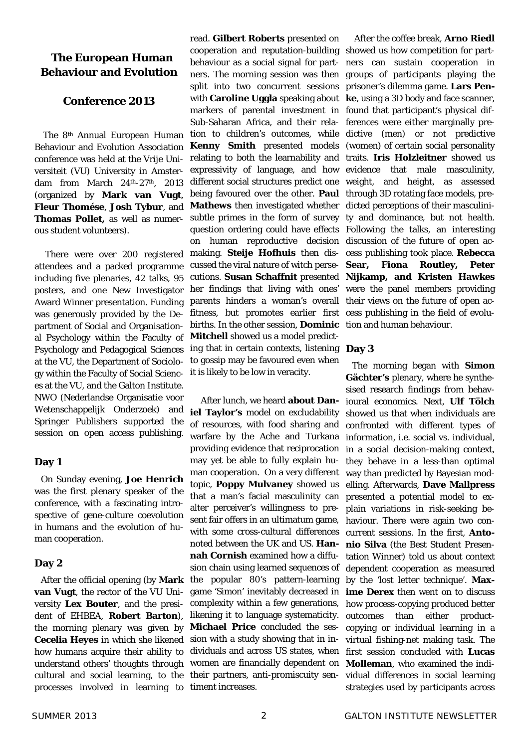## The European Human Behaviour and Evolution Conference 2013

The 8th Annual European Human Behaviour and Evolution Association conference was held at the Vrije Universiteit (VU) University in Amsterdam from March 24th-27th, 2013 (organized by **Mark van Vugt**, **Fleur Thomése**, **Josh Tybur**, and **Thomas Pollet,** as well as numerous student volunteers).

There were over 200 registered attendees and a packed programme including five plenaries, 42 talks, 95 posters, and one New Investigator Award Winner presentation. Funding was generously provided by the Department of Social and Organisational Psychology within the Faculty of Psychology and Pedagogical Sciences at the VU, the Department of Sociology within the Faculty of Social Sciences at the VU, and the Galton Institute. NWO (Nederlandse Organisatie voor Wetenschappelijk Onderzoek) and Springer Publishers supported the session on open access publishing.

### Day 1

On Sunday evening, **Joe Henrich** was the first plenary speaker of the conference, with a fascinating introspective of gene-culture coevolution in humans and the evolution of human cooperation.

### Day 2

After the official opening (by **Mark van Vugt**, the rector of the VU University **Lex Bouter**, and the president of EHBEA, **Robert Barton**), the morning plenary was given by **Cecelia Heyes** in which she likened how humans acquire their ability to understand others' thoughts through cultural and social learning, to the processes involved in learning to read. **Gilbert Roberts** presented on cooperation and reputation-building behaviour as a social signal for partners. The morning session was then split into two concurrent sessions with **Caroline Uggla** speaking about markers of parental investment in Sub-Saharan Africa, and their relation to children's outcomes, while **Kenny Smith** presented models relating to both the learnability and expressivity of language, and how different social structures predict one being favoured over the other. **Paul Mathews** then investigated whether subtle primes in the form of survey question ordering could have effects on human reproductive decision making. **Steije Hofhuis** then discussed the viral nature of witch persecutions. **Susan Schaffnit** presented her findings that living with ones' parents hinders a woman's overall fitness, but promotes earlier first births. In the other session, **Dominic Mitchell** showed us a model predicting that in certain contexts, listening to gossip may be favoured even when it is likely to be low in veracity.

After lunch, we heard **about Daniel Taylor's** model on excludability of resources, with food sharing and warfare by the Ache and Turkana providing evidence that reciprocation may yet be able to fully explain human cooperation. On a very different topic, **Poppy Mulvaney** showed us that a man's facial masculinity can alter perceiver's willingness to present fair offers in an ultimatum game, with some cross-cultural differences noted between the UK and US. **Hannah Cornish** examined how a diffusion chain using learned sequences of the popular 80's pattern-learning game 'Simon' inevitably decreased in complexity within a few generations, likening it to language systematicity. **Michael Price** concluded the session with a study showing that in individuals and across US states, when women are financially dependent on their partners, anti-promiscuity sentiment increases.

After the coffee break, **Arno Riedl** showed us how competition for partners can sustain cooperation in groups of participants playing the prisoner's dilemma game. **Lars Penke**, using a 3D body and face scanner, found that participant's physical differences were either marginally predictive (men) or not predictive (women) of certain social personality traits. **Iris Holzleitner** showed us evidence that male masculinity, weight, and height, as assessed through 3D rotating face models, predicted perceptions of their masculinity and dominance, but not health. Following the talks, an interesting discussion of the future of open access publishing took place. **Rebecca Sear, Fiona Routley, Peter Nijkamp, and Kristen Hawkes** were the panel members providing their views on the future of open access publishing in the field of evolution and human behaviour.

### Day 3

The morning began with **Simon Gächter's** plenary, where he synthesised research findings from behavioural economics. Next, **Ulf Tölch** showed us that when individuals are confronted with different types of information, i.e. social vs. individual, in a social decision-making context, they behave in a less-than optimal way than predicted by Bayesian modelling. Afterwards, **Dave Mallpress** presented a potential model to explain variations in risk-seeking behaviour. There were again two concurrent sessions. In the first, **Antonio Silva** (the Best Student Presentation Winner) told us about context dependent cooperation as measured by the 'lost letter technique'. **Maxime Derex** then went on to discuss how process-copying produced better outcomes than either product-copying or individual learning in a virtual fishing-net making task. The first session concluded with **Lucas Molleman**, who examined the individual differences in social learning strategies used by participants across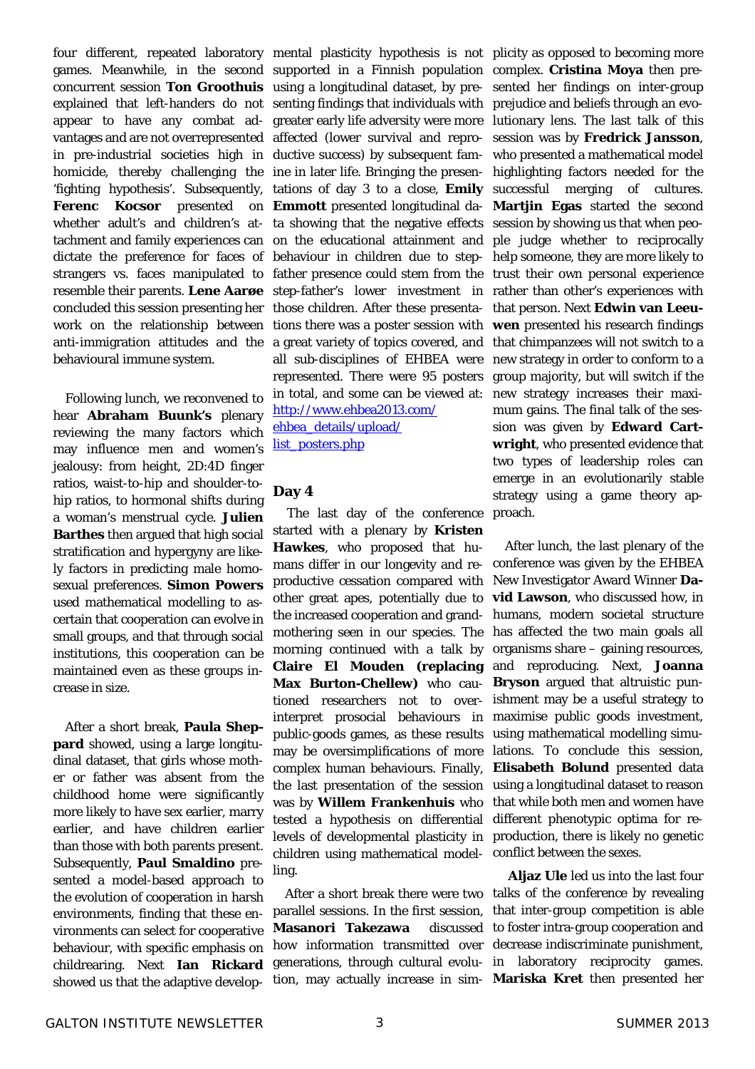four different, repeated laboratory games. Meanwhile, in the second concurrent session **Ton Groothuis** explained that left-handers do not appear to have any combat advantages and are not overrepresented in pre-industrial societies high in homicide, thereby challenging the 'fighting hypothesis'. Subsequently, **Ferenc Kocsor** presented on whether adult's and children's attachment and family experiences can dictate the preference for faces of strangers vs. faces manipulated to resemble their parents. **Lene Aarøe** concluded this session presenting her work on the relationship between anti-immigration attitudes and the behavioural immune system.

Following lunch, we reconvened to hear **Abraham Buunk's** plenary reviewing the many factors which may influence men and women's jealousy: from height, 2D:4D finger ratios, waist-to-hip and shoulder-to-hip ratios, to hormonal shifts during a woman's menstrual cycle. **Julien Barthes** then argued that high social stratification and hypergyny are likely factors in predicting male homosexual preferences. **Simon Powers** used mathematical modelling to ascertain that cooperation can evolve in small groups, and that through social institutions, this cooperation can be maintained even as these groups increase in size.

After a short break, **Paula Sheppard** showed, using a large longitudinal dataset, that girls whose mother or father was absent from the childhood home were significantly more likely to have sex earlier, marry earlier, and have children earlier than those with both parents present. Subsequently, **Paul Smaldino** presented a model-based approach to the evolution of cooperation in harsh environments, finding that these environments can select for cooperative behaviour, with specific emphasis on childrearing. Next **Ian Rickard** showed us that the adaptive developmental plasticity hypothesis is not supported in a Finnish population using a longitudinal dataset, by presenting findings that individuals with greater early life adversity were more affected (lower survival and reproductive success) by subsequent famine in later life. Bringing the presentations of day 3 to a close, **Emily Emmott** presented longitudinal data showing that the negative effects on the educational attainment and behaviour in children due to stepfather presence could stem from the step-father's lower investment in those children. After these presentations there was a poster session with a great variety of topics covered, and all sub-disciplines of EHBEA were represented. There were 95 posters in total, and some can be viewed at: http://www.ehbea2013.com/ehbea_details/upload/list_posters.php

## Day 4

The last day of the conference started with a plenary by **Kristen Hawkes**, who proposed that humans differ in our longevity and reproductive cessation compared with other great apes, potentially due to the increased cooperation and grandmothering seen in our species. The morning continued with a talk by **Claire El Mouden (replacing Max Burton-Chellew)** who cautioned researchers not to over-interpret prosocial behaviours in public-goods games, as these results may be oversimplifications of more complex human behaviours. Finally, the last presentation of the session was by **Willem Frankenhuis** who tested a hypothesis on differential levels of developmental plasticity in children using mathematical modelling.

After a short break there were two parallel sessions. In the first session, **Masanori Takezawa** discussed how information transmitted over generations, through cultural evolution, may actually increase in simplicity as opposed to becoming more complex. **Cristina Moya** then presented her findings on inter-group prejudice and beliefs through an evolutionary lens. The last talk of this session was by **Fredrick Jansson**, who presented a mathematical model highlighting factors needed for the successful merging of cultures. **Martjin Egas** started the second session by showing us that when people judge whether to reciprocally help someone, they are more likely to trust their own personal experience rather than other's experiences with that person. Next **Edwin van Leeuwen** presented his research findings that chimpanzees will not switch to a new strategy in order to conform to a group majority, but will switch if the new strategy increases their maximum gains. The final talk of the session was given by **Edward Cartwright**, who presented evidence that two types of leadership roles can emerge in an evolutionarily stable strategy using a game theory approach.

After lunch, the last plenary of the conference was given by the EHBEA New Investigator Award Winner **David Lawson**, who discussed how, in humans, modern societal structure has affected the two main goals all organisms share – gaining resources, and reproducing. Next, **Joanna Bryson** argued that altruistic punishment may be a useful strategy to maximise public goods investment, using mathematical modelling simulations. To conclude this session, **Elisabeth Bolund** presented data using a longitudinal dataset to reason that while both men and women have different phenotypic optima for reproduction, there is likely no genetic conflict between the sexes.

**Aljaz Ule** led us into the last four talks of the conference by revealing that inter-group competition is able to foster intra-group cooperation and decrease indiscriminate punishment, in laboratory reciprocity games. **Mariska Kret** then presented her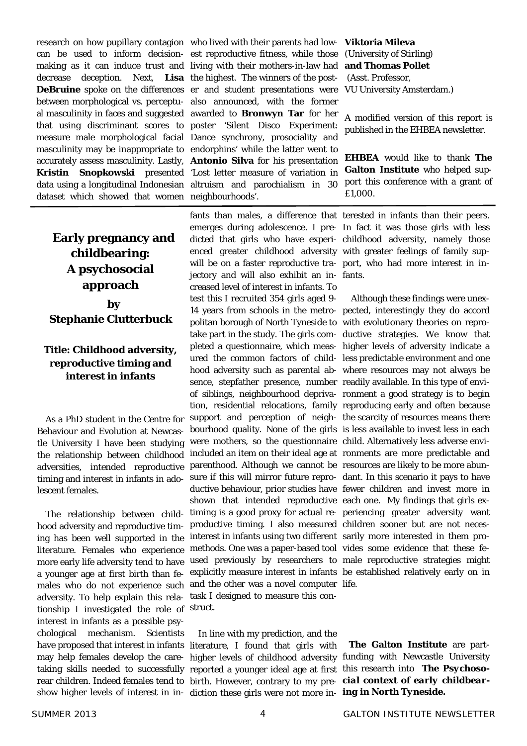research on how pupillary contagion can be used to inform decision-making as it can induce trust and decrease deception. Next, **Lisa DeBruine** spoke on the differences between morphological vs. perceptual masculinity in faces and suggested that using discriminant scores to measure male morphological facial masculinity may be inappropriate to accurately assess masculinity. Lastly, **Kristin Snopkowski** presented data using a longitudinal Indonesian dataset which showed that women who lived with their parents had lowest reproductive fitness, while those living with their mothers-in-law had the highest. The winners of the poster and student presentations were also announced, with the former awarded to **Bronwyn Tar** for her poster 'Silent Disco Experiment: Dance synchrony, prosociality and endorphins' while the latter went to **Antonio Silva** for his presentation 'Lost letter measure of variation in altruism and parochialism in 30 neighbourhoods'.

**Viktoria Mileva**
(University of Stirling)
**and Thomas Pollet**
(Asst. Professor, VU University Amsterdam.)

A modified version of this report is published in the EHBEA newsletter.

**EHBEA** would like to thank **The Galton Institute** who helped support this conference with a grant of £1,000.

---

# Early pregnancy and childbearing: A psychosocial approach

## by Stephanie Clutterbuck

### Title: Childhood adversity, reproductive timing and interest in infants

As a PhD student in the Centre for Behaviour and Evolution at Newcastle University I have been studying the relationship between childhood adversities, intended reproductive timing and interest in infants in adolescent females.

The relationship between childhood adversity and reproductive timing has been well supported in the literature. Females who experience more early life adversity tend to have a younger age at first birth than females who do not experience such adversity. To help explain this relationship I investigated the role of interest in infants as a possible psychological mechanism. Scientists have proposed that interest in infants may help females develop the caretaking skills needed to successfully rear children. Indeed females tend to show higher levels of interest in infants than males, a difference that emerges during adolescence. I predicted that girls who have experienced greater childhood adversity will be on a faster reproductive trajectory and will also exhibit an increased level of interest in infants. To test this I recruited 354 girls aged 9-14 years from schools in the metropolitan borough of North Tyneside to take part in the study. The girls completed a questionnaire, which measured the common factors of childhood adversity such as parental absence, stepfather presence, number of siblings, neighbourhood deprivation, residential relocations, family support and perception of neighbourhood quality. None of the girls were mothers, so the questionnaire included an item on their ideal age at parenthood. Although we cannot be sure if this will mirror future reproductive behaviour, prior studies have shown that intended reproductive timing is a good proxy for actual reproductive timing. I also measured interest in infants using two different methods. One was a paper-based tool used previously by researchers to explicitly measure interest in infants and the other was a novel computer task I designed to measure this construct.

In line with my prediction, and the literature, I found that girls with higher levels of childhood adversity reported a younger ideal age at first birth. However, contrary to my prediction these girls were not more interested in infants than their peers. In fact it was those girls with less childhood adversity, namely those with greater feelings of family support, who had more interest in infants.

Although these findings were unexpected, interestingly they do accord with evolutionary theories on reproductive strategies. We know that higher levels of adversity indicate a less predictable environment and one where resources may not always be readily available. In this type of environment a good strategy is to begin reproducing early and often because the scarcity of resources means there is less available to invest less in each child. Alternatively less adverse environments are more predictable and resources are likely to be more abundant. In this scenario it pays to have fewer children and invest more in each one. My findings that girls experiencing greater adversity want children sooner but are not necessarily more interested in them provides some evidence that these female reproductive strategies might be established relatively early on in life.

**The Galton Institute** are part-funding with Newcastle University this research into ***The Psychosocial context of early childbearing in North Tyneside.***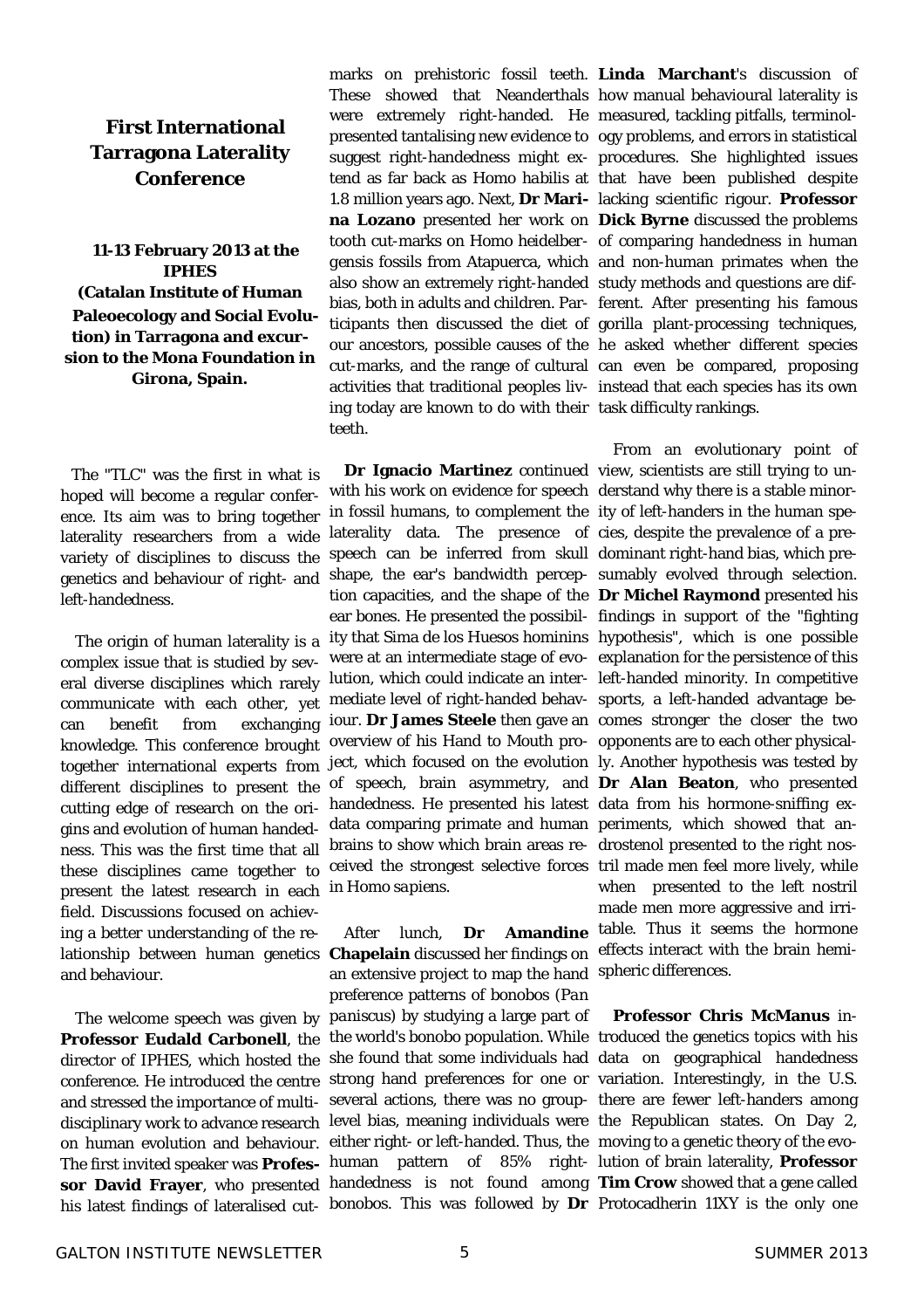## First International Tarragona Laterality Conference

**11-13 February 2013 at the IPHES (Catalan Institute of Human Paleoecology and Social Evolution) in Tarragona and excursion to the Mona Foundation in Girona, Spain.**

The "TLC" was the first in what is hoped will become a regular conference. Its aim was to bring together laterality researchers from a wide variety of disciplines to discuss the genetics and behaviour of right- and left-handedness.

The origin of human laterality is a complex issue that is studied by several diverse disciplines which rarely communicate with each other, yet can benefit from exchanging knowledge. This conference brought together international experts from different disciplines to present the cutting edge of research on the origins and evolution of human handedness. This was the first time that all these disciplines came together to present the latest research in each field. Discussions focused on achieving a better understanding of the relationship between human genetics and behaviour.

The welcome speech was given by **Professor Eudald Carbonell**, the director of IPHES, which hosted the conference. He introduced the centre and stressed the importance of multidisciplinary work to advance research on human evolution and behaviour. The first invited speaker was **Professor David Frayer**, who presented his latest findings of lateralised cut-marks on prehistoric fossil teeth. These showed that Neanderthals were extremely right-handed. He presented tantalising new evidence to suggest right-handedness might extend as far back as Homo habilis at 1.8 million years ago. Next, **Dr Marina Lozano** presented her work on tooth cut-marks on Homo heidelbergensis fossils from Atapuerca, which also show an extremely right-handed bias, both in adults and children. Participants then discussed the diet of our ancestors, possible causes of the cut-marks, and the range of cultural activities that traditional peoples living today are known to do with their teeth.

**Dr Ignacio Martinez** continued with his work on evidence for speech in fossil humans, to complement the laterality data. The presence of speech can be inferred from skull shape, the ear's bandwidth perception capacities, and the shape of the ear bones. He presented the possibility that Sima de los Huesos hominins were at an intermediate stage of evolution, which could indicate an intermediate level of right-handed behaviour. **Dr James Steele** then gave an overview of his Hand to Mouth project, which focused on the evolution of speech, brain asymmetry, and handedness. He presented his latest data comparing primate and human brains to show which brain areas received the strongest selective forces in *Homo sapiens*.

After lunch, **Dr Amandine Chapelain** discussed her findings on an extensive project to map the hand preference patterns of bonobos (*Pan paniscus*) by studying a large part of the world's bonobo population. While she found that some individuals had strong hand preferences for one or several actions, there was no group-level bias, meaning individuals were either right- or left-handed. Thus, the human pattern of 85% right-handedness is not found among bonobos. This was followed by **Dr Linda Marchant**'s discussion of how manual behavioural laterality is measured, tackling pitfalls, terminology problems, and errors in statistical procedures. She highlighted issues that have been published despite lacking scientific rigour. **Professor Dick Byrne** discussed the problems of comparing handedness in human and non-human primates when the study methods and questions are different. After presenting his famous gorilla plant-processing techniques, he asked whether different species can even be compared, proposing instead that each species has its own task difficulty rankings.

From an evolutionary point of view, scientists are still trying to understand why there is a stable minority of left-handers in the human species, despite the prevalence of a predominant right-hand bias, which presumably evolved through selection. **Dr Michel Raymond** presented his findings in support of the "fighting hypothesis", which is one possible explanation for the persistence of this left-handed minority. In competitive sports, a left-handed advantage becomes stronger the closer the two opponents are to each other physically. Another hypothesis was tested by **Dr Alan Beaton**, who presented data from his hormone-sniffing experiments, which showed that androstenol presented to the right nostril made men feel more lively, while when presented to the left nostril made men more aggressive and irritable. Thus it seems the hormone effects interact with the brain hemispheric differences.

**Professor Chris McManus** introduced the genetics topics with his data on geographical handedness variation. Interestingly, in the U.S. there are fewer left-handers among the Republican states. On Day 2, moving to a genetic theory of the evolution of brain laterality, **Professor Tim Crow** showed that a gene called Protocadherin 11XY is the only one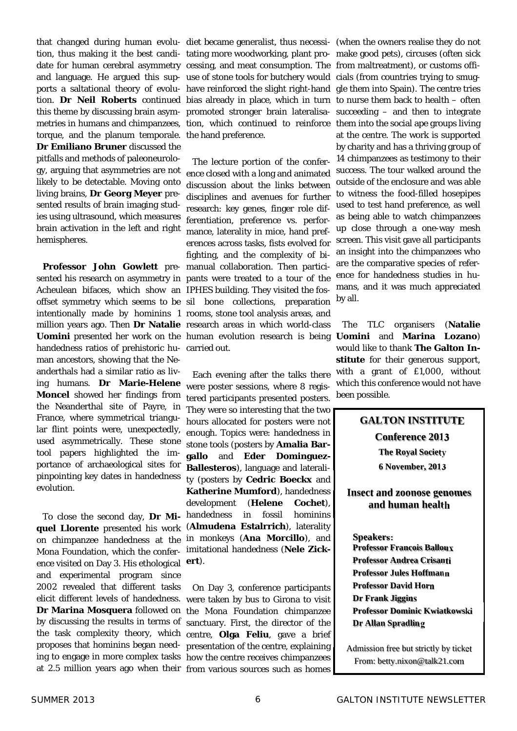that changed during human evolution, thus making it the best candidate for human cerebral asymmetry and language. He argued this supports a saltational theory of evolution. **Dr Neil Roberts** continued this theme by discussing brain asymmetries in humans and chimpanzees, torque, and the planum temporale. **Dr Emiliano Bruner** discussed the pitfalls and methods of paleoneurology, arguing that asymmetries are not likely to be detectable. Moving onto living brains, **Dr Georg Meyer** presented results of brain imaging studies using ultrasound, which measures brain activation in the left and right hemispheres.

**Professor John Gowlett** presented his research on asymmetry in Acheulean bifaces, which show an offset symmetry which seems to be intentionally made by hominins 1 million years ago. Then **Dr Natalie Uomini** presented her work on the handedness ratios of prehistoric human ancestors, showing that the Neanderthals had a similar ratio as living humans. **Dr Marie-Helene Moncel** showed her findings from the Neanderthal site of Payre, in France, where symmetrical triangular flint points were, unexpectedly, used asymmetrically. These stone tool papers highlighted the importance of archaeological sites for pinpointing key dates in handedness evolution.

To close the second day, **Dr Miquel Llorente** presented his work on chimpanzee handedness at the Mona Foundation, which the conference visited on Day 3. His ethological and experimental program since 2002 revealed that different tasks elicit different levels of handedness. **Dr Marina Mosquera** followed on by discussing the results in terms of the task complexity theory, which proposes that hominins began needing to engage in more complex tasks at 2.5 million years ago when their diet became generalist, thus necessitating more woodworking, plant processing, and meat consumption. The use of stone tools for butchery would have reinforced the slight right-hand bias already in place, which in turn promoted stronger brain lateralisation, which continued to reinforce the hand preference.

The lecture portion of the conference closed with a long and animated discussion about the links between disciplines and avenues for further research: key genes, finger role differentiation, preference vs. performance, laterality in mice, hand preferences across tasks, fists evolved for fighting, and the complexity of bimanual collaboration. Then participants were treated to a tour of the IPHES building. They visited the fossil bone collections, preparation rooms, stone tool analysis areas, and research areas in which world-class human evolution research is being carried out.

Each evening after the talks there were poster sessions, where 8 registered participants presented posters. They were so interesting that the two hours allocated for posters were not enough. Topics were: handedness in stone tools (posters by **Amalia Bargallo** and **Eder Dominguez-Ballesteros**), language and laterality (posters by **Cedric Boeckx** and **Katherine Mumford**), handedness development (**Helene Cochet**), handedness in fossil hominins (**Almudena Estalrrich**), laterality in monkeys (**Ana Morcillo**), and imitational handedness (**Nele Zickert**).

On Day 3, conference participants were taken by bus to Girona to visit the Mona Foundation chimpanzee sanctuary. First, the director of the centre, **Olga Feliu**, gave a brief presentation of the centre, explaining how the centre receives chimpanzees from various sources such as homes (when the owners realise they do not make good pets), circuses (often sick from maltreatment), or customs officials (from countries trying to smuggle them into Spain). The centre tries to nurse them back to health – often succeeding – and then to integrate them into the social ape groups living at the centre. The work is supported by charity and has a thriving group of 14 chimpanzees as testimony to their success. The tour walked around the outside of the enclosure and was able to witness the food-filled hosepipes used to test hand preference, as well as being able to watch chimpanzees up close through a one-way mesh screen. This visit gave all participants an insight into the chimpanzees who are the comparative species of reference for handedness studies in humans, and it was much appreciated by all.

The TLC organisers (**Natalie Uomini** and **Marina Lozano**) would like to thank **The Galton Institute** for their generous support, with a grant of £1,000, without which this conference would not have been possible.

---

## GALTON INSTITUTE

**Conference 2013**

**The Royal Society**

**6 November, 2013**

### Insect and zoonose genomes and human health

**Speakers:**

**Professor Francois Balloux**
**Professor Andrea Crisanti**
**Professor Jules Hoffmann**
**Professor David Horn**
**Dr Frank Jiggins**
**Professor Dominic Kwiatkowski**
**Dr Allan Spradling**

Admission free but strictly by ticket
From: betty.nixon@talk21.com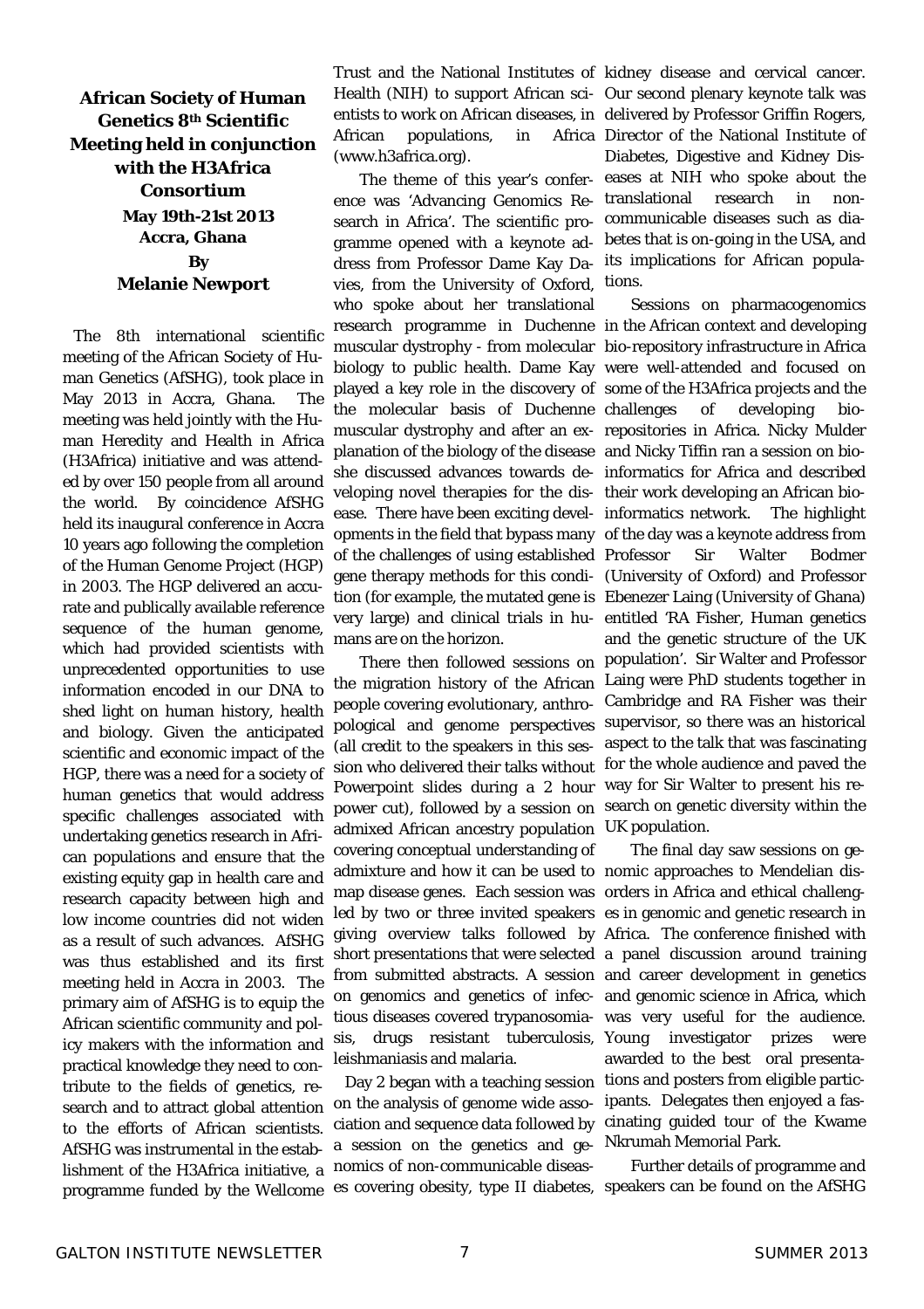## African Society of Human Genetics 8th Scientific Meeting held in conjunction with the H3Africa Consortium

**May 19th-21st 2013**

**Accra, Ghana**

**By**

**Melanie Newport**

The 8th international scientific meeting of the African Society of Human Genetics (AfSHG), took place in May 2013 in Accra, Ghana. The meeting was held jointly with the Human Heredity and Health in Africa (H3Africa) initiative and was attended by over 150 people from all around the world. By coincidence AfSHG held its inaugural conference in Accra 10 years ago following the completion of the Human Genome Project (HGP) in 2003. The HGP delivered an accurate and publically available reference sequence of the human genome, which had provided scientists with unprecedented opportunities to use information encoded in our DNA to shed light on human history, health and biology. Given the anticipated scientific and economic impact of the HGP, there was a need for a society of human genetics that would address specific challenges associated with undertaking genetics research in African populations and ensure that the existing equity gap in health care and research capacity between high and low income countries did not widen as a result of such advances. AfSHG was thus established and its first meeting held in Accra in 2003. The primary aim of AfSHG is to equip the African scientific community and policy makers with the information and practical knowledge they need to contribute to the fields of genetics, research and to attract global attention to the efforts of African scientists. AfSHG was instrumental in the establishment of the H3Africa initiative, a programme funded by the Wellcome Trust and the National Institutes of Health (NIH) to support African scientists to work on African diseases, in African populations, in Africa (www.h3africa.org).

The theme of this year's conference was 'Advancing Genomics Research in Africa'. The scientific programme opened with a keynote address from Professor Dame Kay Davies, from the University of Oxford, who spoke about her translational research programme in Duchenne muscular dystrophy - from molecular biology to public health. Dame Kay played a key role in the discovery of the molecular basis of Duchenne muscular dystrophy and after an explanation of the biology of the disease she discussed advances towards developing novel therapies for the disease. There have been exciting developments in the field that bypass many of the challenges of using established gene therapy methods for this condition (for example, the mutated gene is very large) and clinical trials in humans are on the horizon.

There then followed sessions on the migration history of the African people covering evolutionary, anthropological and genome perspectives (all credit to the speakers in this session who delivered their talks without Powerpoint slides during a 2 hour power cut), followed by a session on admixed African ancestry population covering conceptual understanding of admixture and how it can be used to map disease genes. Each session was led by two or three invited speakers giving overview talks followed by short presentations that were selected from submitted abstracts. A session on genomics and genetics of infectious diseases covered trypanosomiasis, drugs resistant tuberculosis, leishmaniasis and malaria.

Day 2 began with a teaching session on the analysis of genome wide association and sequence data followed by a session on the genetics and genomics of non-communicable diseases covering obesity, type II diabetes, kidney disease and cervical cancer. Our second plenary keynote talk was delivered by Professor Griffin Rogers, Director of the National Institute of Diabetes, Digestive and Kidney Diseases at NIH who spoke about the translational research in non-communicable diseases such as diabetes that is on-going in the USA, and its implications for African populations.

Sessions on pharmacogenomics in the African context and developing bio-repository infrastructure in Africa were well-attended and focused on some of the H3Africa projects and the challenges of developing bio-repositories in Africa. Nicky Mulder and Nicky Tiffin ran a session on bioinformatics for Africa and described their work developing an African bioinformatics network. The highlight of the day was a keynote address from Professor Sir Walter Bodmer (University of Oxford) and Professor Ebenezer Laing (University of Ghana) entitled 'RA Fisher, Human genetics and the genetic structure of the UK population'. Sir Walter and Professor Laing were PhD students together in Cambridge and RA Fisher was their supervisor, so there was an historical aspect to the talk that was fascinating for the whole audience and paved the way for Sir Walter to present his research on genetic diversity within the UK population.

The final day saw sessions on genomic approaches to Mendelian disorders in Africa and ethical challenges in genomic and genetic research in Africa. The conference finished with a panel discussion around training and career development in genetics and genomic science in Africa, which was very useful for the audience. Young investigator prizes were awarded to the best oral presentations and posters from eligible participants. Delegates then enjoyed a fascinating guided tour of the Kwame Nkrumah Memorial Park.

Further details of programme and speakers can be found on the AfSHG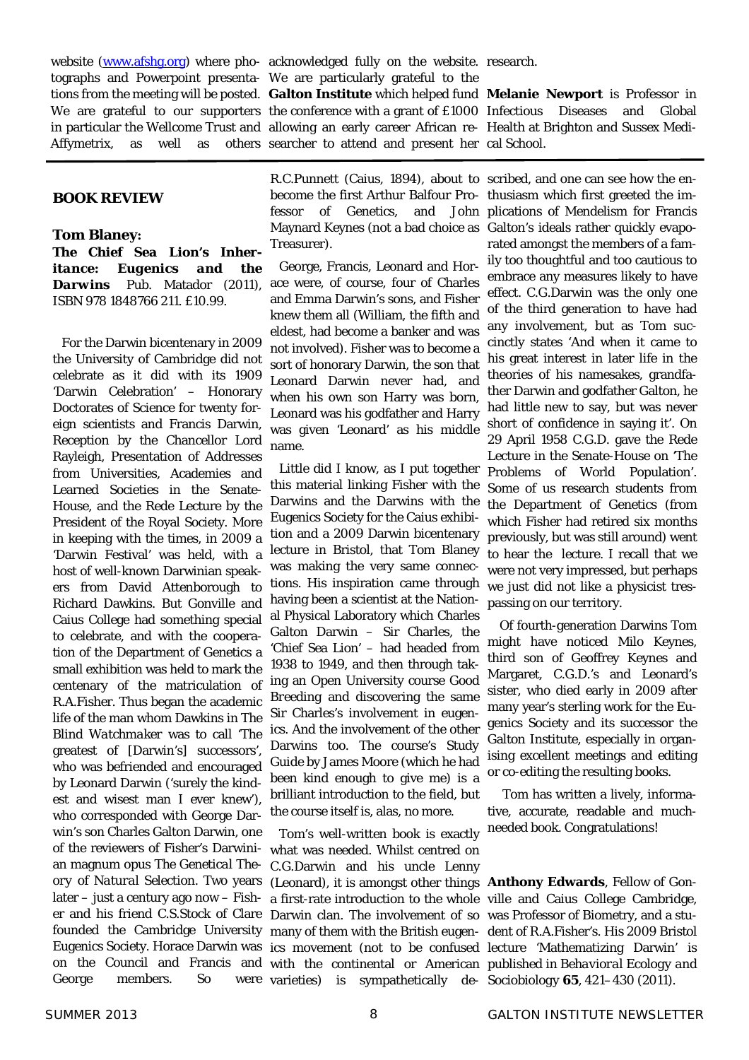website (www.afshg.org) where photographs and Powerpoint presentations from the meeting will be posted. We are grateful to our supporters in particular the Wellcome Trust and Affymetrix, as well as others acknowledged fully on the website. We are particularly grateful to the **Galton Institute** which helped fund the conference with a grant of £1000 allowing an early career African researcher to attend and present her research.

**Melanie Newport** is Professor in Infectious Diseases and Global Health at Brighton and Sussex Medical School.

---

## BOOK REVIEW

**Tom Blaney:**
***The Chief Sea Lion's Inheritance: Eugenics and the Darwins*** Pub. Matador (2011), ISBN 978 1848766 211. £10.99.

For the Darwin bicentenary in 2009 the University of Cambridge did not celebrate as it did with its 1909 'Darwin Celebration' – Honorary Doctorates of Science for twenty foreign scientists and Francis Darwin, Reception by the Chancellor Lord Rayleigh, Presentation of Addresses from Universities, Academies and Learned Societies in the Senate-House, and the Rede Lecture by the President of the Royal Society. More in keeping with the times, in 2009 a 'Darwin Festival' was held, with a host of well-known Darwinian speakers from David Attenborough to Richard Dawkins. But Gonville and Caius College had something special to celebrate, and with the cooperation of the Department of Genetics a small exhibition was held to mark the centenary of the matriculation of R.A.Fisher. Thus began the academic life of the man whom Dawkins in *The Blind Watchmaker* was to call 'The greatest of [Darwin's] successors', who was befriended and encouraged by Leonard Darwin ('surely the kindest and wisest man I ever knew'), who corresponded with George Darwin's son Charles Galton Darwin, one of the reviewers of Fisher's Darwinian magnum opus *The Genetical Theory of Natural Selection*. Two years later – just a century ago now – Fisher and his friend C.S.Stock of Clare founded the Cambridge University Eugenics Society. Horace Darwin was on the Council and Francis and George members. So were R.C.Punnett (Caius, 1894), about to become the first Arthur Balfour Professor of Genetics, and John Maynard Keynes (not a bad choice as Treasurer).

George, Francis, Leonard and Horace were, of course, four of Charles and Emma Darwin's sons, and Fisher knew them all (William, the fifth and eldest, had become a banker and was not involved). Fisher was to become a sort of honorary Darwin, the son that Leonard Darwin never had, and when his own son Harry was born, Leonard was his godfather and Harry was given 'Leonard' as his middle name.

Little did I know, as I put together this material linking Fisher with the Darwins and the Darwins with the Eugenics Society for the Caius exhibition and a 2009 Darwin bicentenary lecture in Bristol, that Tom Blaney was making the very same connections. His inspiration came through having been a scientist at the National Physical Laboratory which Charles Galton Darwin – Sir Charles, the 'Chief Sea Lion' – had headed from 1938 to 1949, and then through taking an Open University course *Good Breeding* and discovering the same Sir Charles's involvement in eugenics. And the involvement of the other Darwins too. The course's Study Guide by James Moore (which he had been kind enough to give me) is a brilliant introduction to the field, but the course itself is, alas, no more.

Tom's well-written book is exactly what was needed. Whilst centred on C.G.Darwin and his uncle Lenny (Leonard), it is amongst other things a first-rate introduction to the whole Darwin clan. The involvement of so many of them with the British eugenics movement (not to be confused with the continental or American varieties) is sympathetically described, and one can see how the enthusiasm which first greeted the implications of Mendelism for Francis Galton's ideals rather quickly evaporated amongst the members of a family too thoughtful and too cautious to embrace any measures likely to have effect. C.G.Darwin was the only one of the third generation to have had any involvement, but as Tom succinctly states 'And when it came to his great interest in later life in the theories of his namesakes, grandfather Darwin and godfather Galton, he had little new to say, but was never short of confidence in saying it'. On 29 April 1958 C.G.D. gave the Rede Lecture in the Senate-House on 'The Problems of World Population'. Some of us research students from the Department of Genetics (from which Fisher had retired six months previously, but was still around) went to hear the lecture. I recall that we were not very impressed, but perhaps we just did not like a physicist trespassing on our territory.

Of fourth-generation Darwins Tom might have noticed Milo Keynes, third son of Geoffrey Keynes and Margaret, C.G.D.'s and Leonard's sister, who died early in 2009 after many year's sterling work for the Eugenics Society and its successor the Galton Institute, especially in organising excellent meetings and editing or co-editing the resulting books.

Tom has written a lively, informative, accurate, readable and much-needed book. Congratulations!

**Anthony Edwards**, Fellow of Gonville and Caius College Cambridge, was Professor of Biometry, and a student of R.A.Fisher's. His 2009 Bristol lecture 'Mathematizing Darwin' is published in *Behavioral Ecology and Sociobiology* **65**, 421–430 (2011).